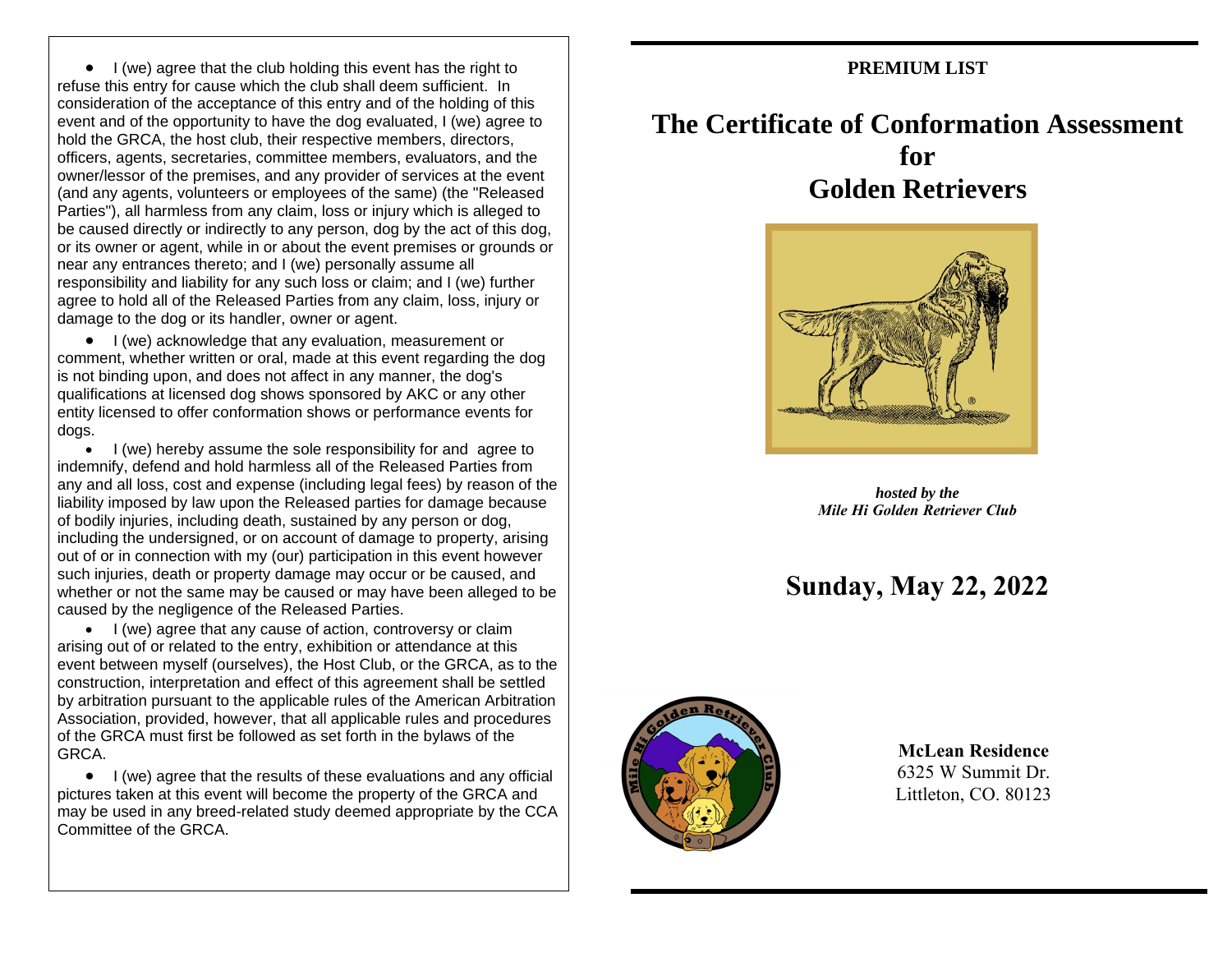- I (we) agree that the club holding this event has the right to refuse this entry for cause which the club shall deem sufficient. In consideration of the acceptance of this entry and of the holding of this event and of the opportunity to have the dog evaluated, I (we) agree to hold the GRCA, the host club, their respective members, directors, officers, agents, secretaries, committee members, evaluators, and the owner/lessor of the premises, and any provider of services at the event (and any agents, volunteers or employees of the same) (the "Released Parties"), all harmless from any claim, loss or injury which is alleged to be caused directly or indirectly to any person, dog by the act of this dog, or its owner or agent, while in or about the event premises or grounds or near any entrances thereto; and I (we) personally assume all responsibility and liability for any such loss or claim; and I (we) further agree to hold all of the Released Parties from any claim, loss, injury or damage to the dog or its handler, owner or agent.
- I (we) acknowledge that any evaluation, measurement or comment, whether written or oral, made at this event regarding the dog is not binding upon, and does not affect in any manner, the dog's qualifications at licensed dog shows sponsored by AKC or any other entity licensed to offer conformation shows or performance events for dogs.
- I (we) hereby assume the sole responsibility for and agree to indemnify, defend and hold harmless all of the Released Parties from any and all loss, cost and expense (including legal fees) by reason of the liability imposed by law upon the Released parties for damage because of bodily injuries, including death, sustained by any person or dog, including the undersigned, or on account of damage to property, arising out of or in connection with my (our) participation in this event however such injuries, death or property damage may occur or be caused, and whether or not the same may be caused or may have been alleged to be caused by the negligence of the Released Parties.
- I (we) agree that any cause of action, controversy or claim arising out of or related to the entry, exhibition or attendance at this event between myself (ourselves), the Host Club, or the GRCA, as to the construction, interpretation and effect of this agreement shall be settled by arbitration pursuant to the applicable rules of the American Arbitration Association, provided, however, that all applicable rules and procedures of the GRCA must first be followed as set forth in the bylaws of the GRCA.
- I (we) agree that the results of these evaluations and any official pictures taken at this event will become the property of the GRCA and may be used in any breed-related study deemed appropriate by the CCA Committee of the GRCA.

**PREMIUM LIST**

# The Certificate of Conformation Assessment for Golden Retrievers

***hosted by the Mile Hi Golden Retriever Club***

## Sunday, May 22, 2022

**McLean Residence**
6325 W Summit Dr.
Littleton, CO. 80123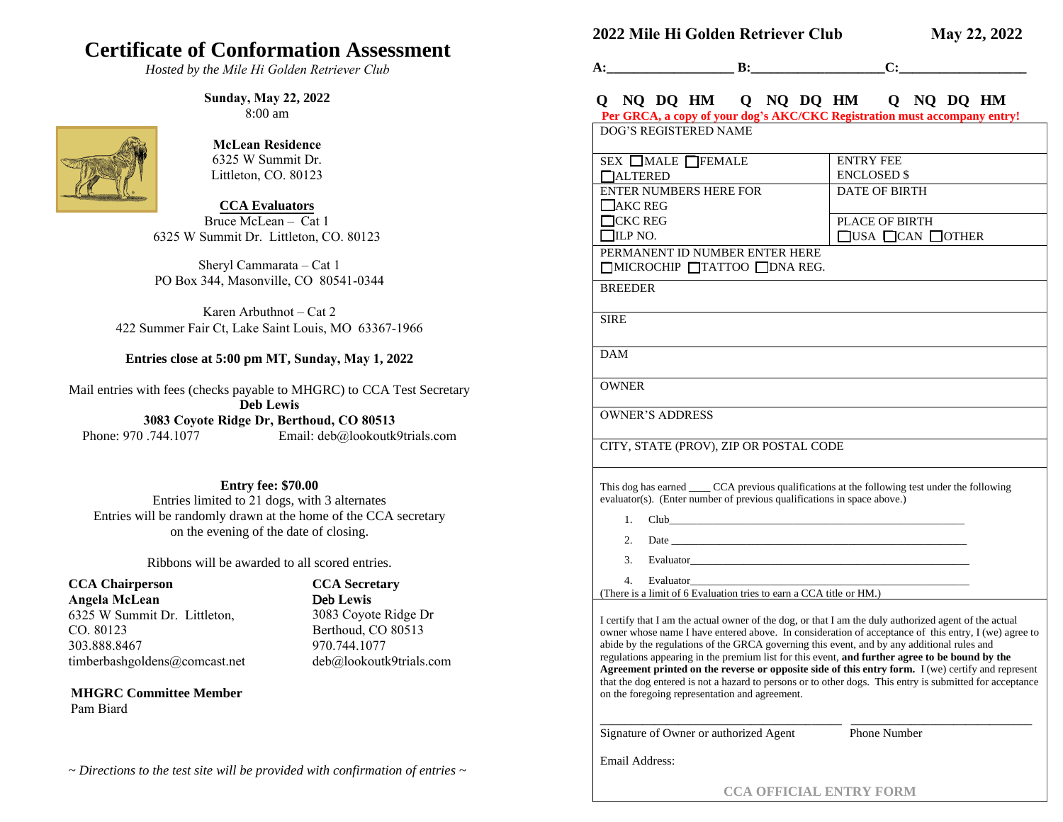# Certificate of Conformation Assessment

*Hosted by the Mile Hi Golden Retriever Club*

**Sunday, May 22, 2022**
8:00 am

**McLean Residence**
6325 W Summit Dr.
Littleton, CO. 80123

**CCA Evaluators**
Bruce McLean – Cat 1
6325 W Summit Dr. Littleton, CO. 80123

Sheryl Cammarata – Cat 1
PO Box 344, Masonville, CO 80541-0344

Karen Arbuthnot – Cat 2
422 Summer Fair Ct, Lake Saint Louis, MO 63367-1966

**Entries close at 5:00 pm MT, Sunday, May 1, 2022**

Mail entries with fees (checks payable to MHGRC) to CCA Test Secretary
**Deb Lewis**
**3083 Coyote Ridge Dr, Berthoud, CO 80513**
Phone: 970 .744.1077 Email: deb@lookoutk9trials.com

**Entry fee: $70.00**
Entries limited to 21 dogs, with 3 alternates
Entries will be randomly drawn at the home of the CCA secretary on the evening of the date of closing.

Ribbons will be awarded to all scored entries.

**CCA Chairperson**
**Angela McLean**
6325 W Summit Dr. Littleton, CO. 80123
303.888.8467
timberbashgoldens@comcast.net

**CCA Secretary**
**Deb Lewis**
3083 Coyote Ridge Dr
Berthoud, CO 80513
970.744.1077
deb@lookoutk9trials.com

**MHGRC Committee Member**
Pam Biard

*~ Directions to the test site will be provided with confirmation of entries ~*

---

**2022 Mile Hi Golden Retriever Club** **May 22, 2022**

**A:__________________ B:___________________ C:__________________**

**Q NQ DQ HM Q NQ DQ HM Q NQ DQ HM**

**Per GRCA, a copy of your dog's AKC/CKC Registration must accompany entry!**

| | |
|---|---|
| DOG'S REGISTERED NAME | |
| SEX ☐MALE ☐FEMALE ☐ALTERED | ENTRY FEE ENCLOSED $ |
| ENTER NUMBERS HERE FOR ☐AKC REG ☐CKC REG ☐ILP NO. | DATE OF BIRTH |
| | PLACE OF BIRTH ☐USA ☐CAN ☐OTHER |
| PERMANENT ID NUMBER ENTER HERE ☐MICROCHIP ☐TATTOO ☐DNA REG. | |
| BREEDER | |
| SIRE | |
| DAM | |
| OWNER | |
| OWNER'S ADDRESS | |
| CITY, STATE (PROV), ZIP OR POSTAL CODE | |

This dog has earned ____ CCA previous qualifications at the following test under the following evaluator(s). (Enter number of previous qualifications in space above.)

1. Club____________________________________________________
2. Date ____________________________________________________
3. Evaluator_________________________________________________
4. Evaluator_________________________________________________

(There is a limit of 6 Evaluation tries to earn a CCA title or HM.)

I certify that I am the actual owner of the dog, or that I am the duly authorized agent of the actual owner whose name I have entered above. In consideration of acceptance of this entry, I (we) agree to abide by the regulations of the GRCA governing this event, and by any additional rules and regulations appearing in the premium list for this event, **and further agree to be bound by the Agreement printed on the reverse or opposite side of this entry form.** I (we) certify and represent that the dog entered is not a hazard to persons or to other dogs. This entry is submitted for acceptance on the foregoing representation and agreement.

_________________________________________ _______________________________
Signature of Owner or authorized Agent Phone Number

Email Address:

**CCA OFFICIAL ENTRY FORM**